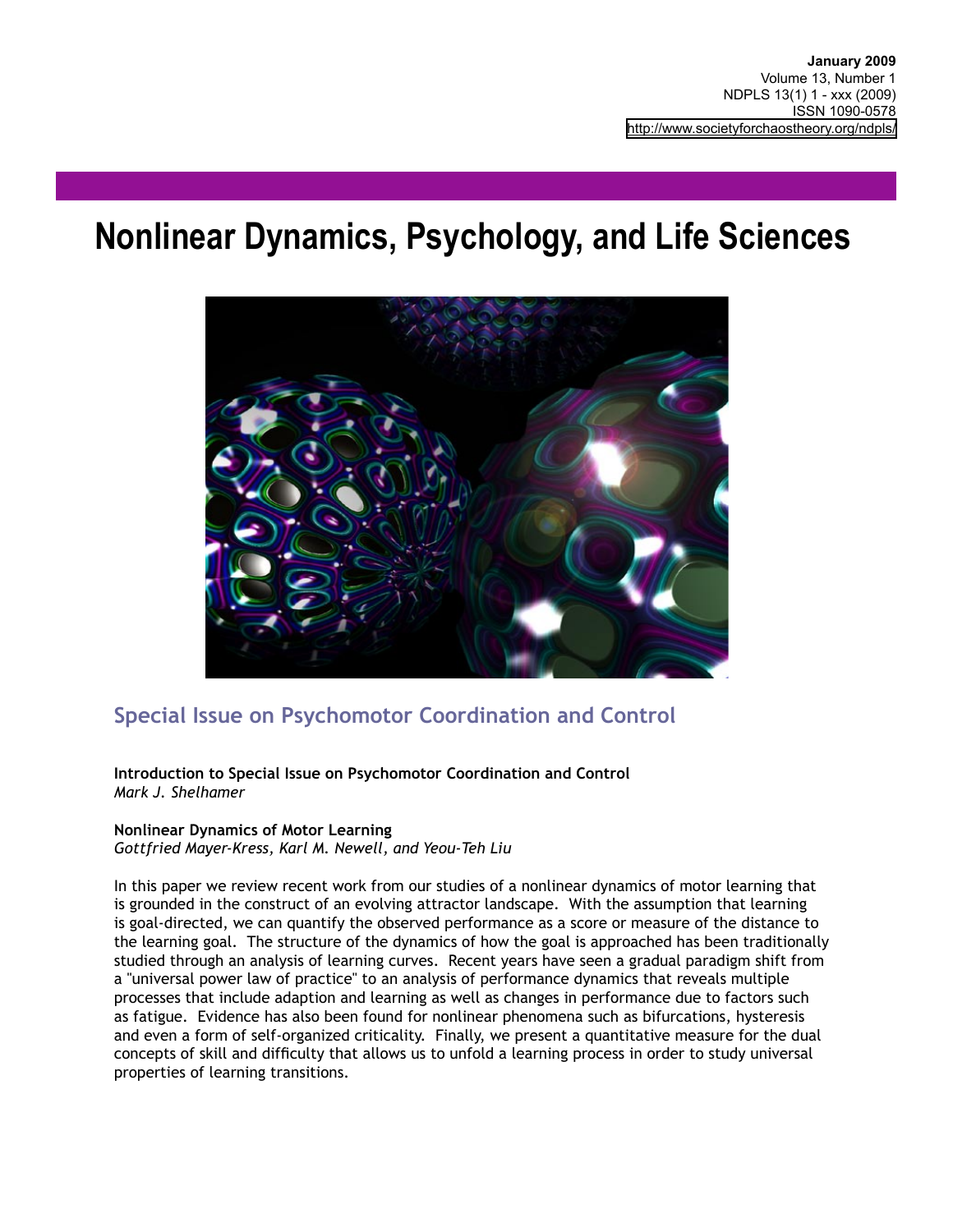**January 2009**
Volume 13, Number 1
NDPLS 13(1) 1 - xxx (2009)
ISSN 1090-0578
http://www.societyforchaostheory.org/ndpls/

# Nonlinear Dynamics, Psychology, and Life Sciences

## Special Issue on Psychomotor Coordination and Control

**Introduction to Special Issue on Psychomotor Coordination and Control**
*Mark J. Shelhamer*

**Nonlinear Dynamics of Motor Learning**
*Gottfried Mayer-Kress, Karl M. Newell, and Yeou-Teh Liu*

In this paper we review recent work from our studies of a nonlinear dynamics of motor learning that is grounded in the construct of an evolving attractor landscape. With the assumption that learning is goal-directed, we can quantify the observed performance as a score or measure of the distance to the learning goal. The structure of the dynamics of how the goal is approached has been traditionally studied through an analysis of learning curves. Recent years have seen a gradual paradigm shift from a "universal power law of practice" to an analysis of performance dynamics that reveals multiple processes that include adaption and learning as well as changes in performance due to factors such as fatigue. Evidence has also been found for nonlinear phenomena such as bifurcations, hysteresis and even a form of self-organized criticality. Finally, we present a quantitative measure for the dual concepts of skill and difficulty that allows us to unfold a learning process in order to study universal properties of learning transitions.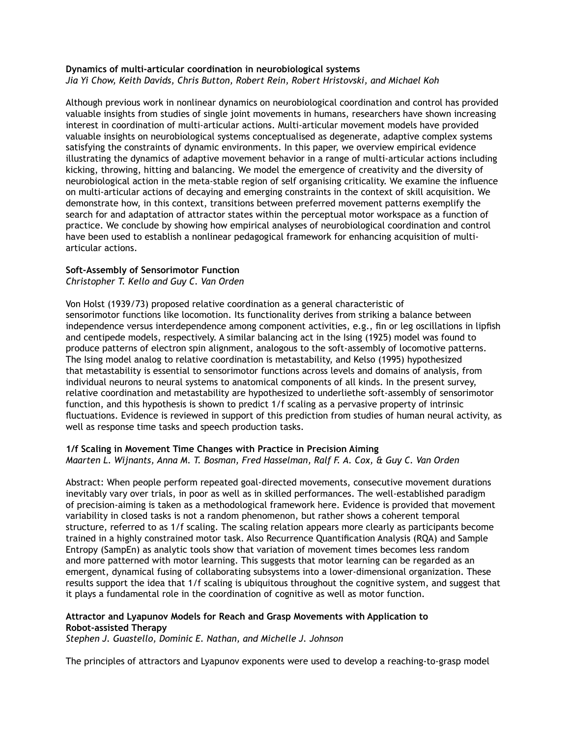**Dynamics of multi-articular coordination in neurobiological systems**
*Jia Yi Chow, Keith Davids, Chris Button, Robert Rein, Robert Hristovski, and Michael Koh*

Although previous work in nonlinear dynamics on neurobiological coordination and control has provided valuable insights from studies of single joint movements in humans, researchers have shown increasing interest in coordination of multi-articular actions. Multi-articular movement models have provided valuable insights on neurobiological systems conceptualised as degenerate, adaptive complex systems satisfying the constraints of dynamic environments. In this paper, we overview empirical evidence illustrating the dynamics of adaptive movement behavior in a range of multi-articular actions including kicking, throwing, hitting and balancing. We model the emergence of creativity and the diversity of neurobiological action in the meta-stable region of self organising criticality. We examine the influence on multi-articular actions of decaying and emerging constraints in the context of skill acquisition. We demonstrate how, in this context, transitions between preferred movement patterns exemplify the search for and adaptation of attractor states within the perceptual motor workspace as a function of practice. We conclude by showing how empirical analyses of neurobiological coordination and control have been used to establish a nonlinear pedagogical framework for enhancing acquisition of multi-articular actions.

**Soft-Assembly of Sensorimotor Function**
*Christopher T. Kello and Guy C. Van Orden*

Von Holst (1939/73) proposed relative coordination as a general characteristic of sensorimotor functions like locomotion. Its functionality derives from striking a balance between independence versus interdependence among component activities, e.g., fin or leg oscillations in lipfish and centipede models, respectively. A similar balancing act in the Ising (1925) model was found to produce patterns of electron spin alignment, analogous to the soft-assembly of locomotive patterns. The Ising model analog to relative coordination is metastability, and Kelso (1995) hypothesized that metastability is essential to sensorimotor functions across levels and domains of analysis, from individual neurons to neural systems to anatomical components of all kinds. In the present survey, relative coordination and metastability are hypothesized to underliethe soft-assembly of sensorimotor function, and this hypothesis is shown to predict 1/f scaling as a pervasive property of intrinsic fluctuations. Evidence is reviewed in support of this prediction from studies of human neural activity, as well as response time tasks and speech production tasks.

**1/f Scaling in Movement Time Changes with Practice in Precision Aiming**
*Maarten L. Wijnants, Anna M. T. Bosman, Fred Hasselman, Ralf F. A. Cox, & Guy C. Van Orden*

Abstract: When people perform repeated goal-directed movements, consecutive movement durations inevitably vary over trials, in poor as well as in skilled performances. The well-established paradigm of precision-aiming is taken as a methodological framework here. Evidence is provided that movement variability in closed tasks is not a random phenomenon, but rather shows a coherent temporal structure, referred to as 1/f scaling. The scaling relation appears more clearly as participants become trained in a highly constrained motor task. Also Recurrence Quantification Analysis (RQA) and Sample Entropy (SampEn) as analytic tools show that variation of movement times becomes less random and more patterned with motor learning. This suggests that motor learning can be regarded as an emergent, dynamical fusing of collaborating subsystems into a lower-dimensional organization. These results support the idea that 1/f scaling is ubiquitous throughout the cognitive system, and suggest that it plays a fundamental role in the coordination of cognitive as well as motor function.

**Attractor and Lyapunov Models for Reach and Grasp Movements with Application to Robot-assisted Therapy**
*Stephen J. Guastello, Dominic E. Nathan, and Michelle J. Johnson*

The principles of attractors and Lyapunov exponents were used to develop a reaching-to-grasp model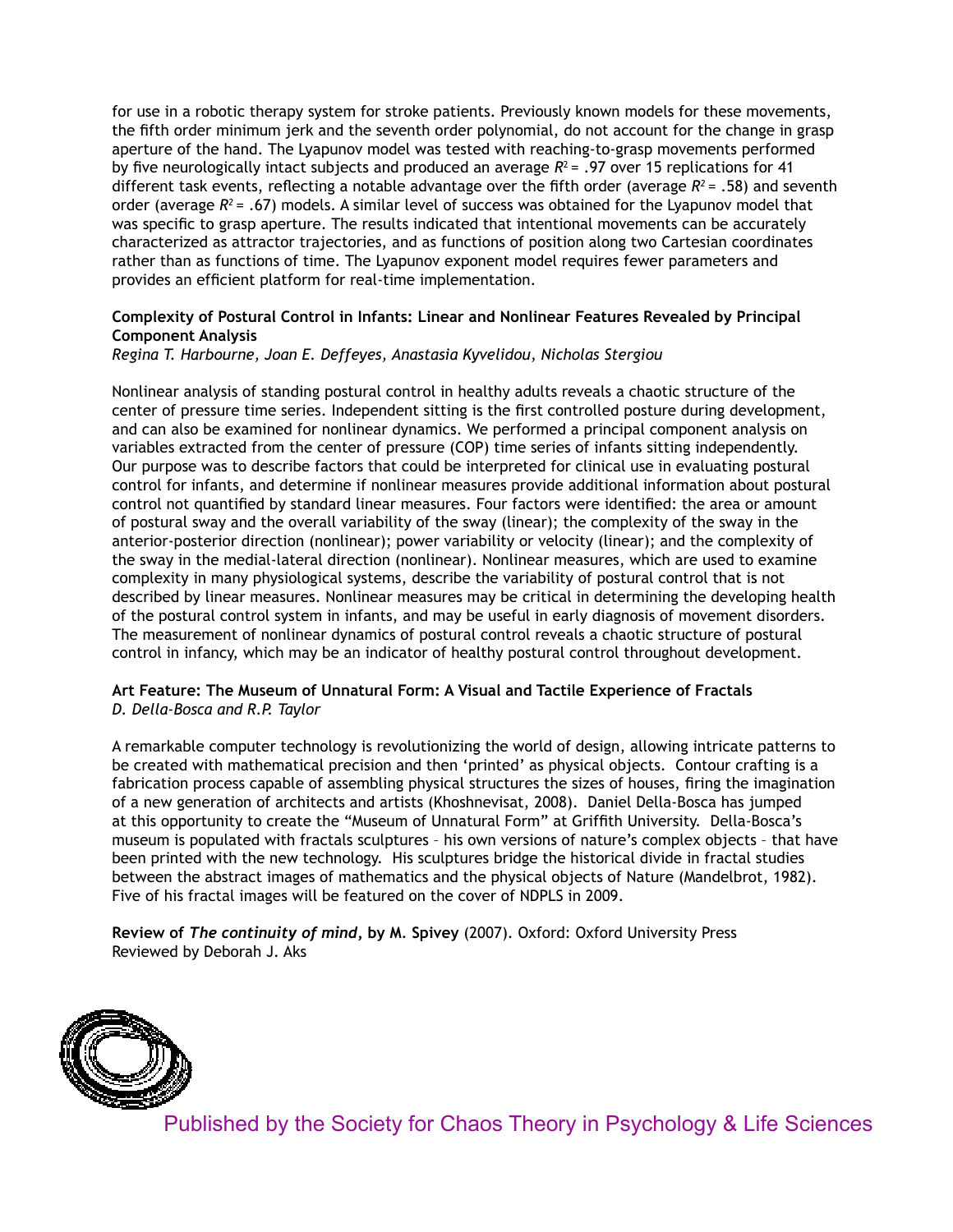for use in a robotic therapy system for stroke patients. Previously known models for these movements, the fifth order minimum jerk and the seventh order polynomial, do not account for the change in grasp aperture of the hand. The Lyapunov model was tested with reaching-to-grasp movements performed by five neurologically intact subjects and produced an average $R^2 = .97$ over 15 replications for 41 different task events, reflecting a notable advantage over the fifth order (average $R^2 = .58$) and seventh order (average $R^2 = .67$) models. A similar level of success was obtained for the Lyapunov model that was specific to grasp aperture. The results indicated that intentional movements can be accurately characterized as attractor trajectories, and as functions of position along two Cartesian coordinates rather than as functions of time. The Lyapunov exponent model requires fewer parameters and provides an efficient platform for real-time implementation.

**Complexity of Postural Control in Infants: Linear and Nonlinear Features Revealed by Principal Component Analysis**
*Regina T. Harbourne, Joan E. Deffeyes, Anastasia Kyvelidou, Nicholas Stergiou*

Nonlinear analysis of standing postural control in healthy adults reveals a chaotic structure of the center of pressure time series. Independent sitting is the first controlled posture during development, and can also be examined for nonlinear dynamics. We performed a principal component analysis on variables extracted from the center of pressure (COP) time series of infants sitting independently. Our purpose was to describe factors that could be interpreted for clinical use in evaluating postural control for infants, and determine if nonlinear measures provide additional information about postural control not quantified by standard linear measures. Four factors were identified: the area or amount of postural sway and the overall variability of the sway (linear); the complexity of the sway in the anterior-posterior direction (nonlinear); power variability or velocity (linear); and the complexity of the sway in the medial-lateral direction (nonlinear). Nonlinear measures, which are used to examine complexity in many physiological systems, describe the variability of postural control that is not described by linear measures. Nonlinear measures may be critical in determining the developing health of the postural control system in infants, and may be useful in early diagnosis of movement disorders. The measurement of nonlinear dynamics of postural control reveals a chaotic structure of postural control in infancy, which may be an indicator of healthy postural control throughout development.

**Art Feature: The Museum of Unnatural Form: A Visual and Tactile Experience of Fractals**
*D. Della-Bosca and R.P. Taylor*

A remarkable computer technology is revolutionizing the world of design, allowing intricate patterns to be created with mathematical precision and then 'printed' as physical objects. Contour crafting is a fabrication process capable of assembling physical structures the sizes of houses, firing the imagination of a new generation of architects and artists (Khoshnevisat, 2008). Daniel Della-Bosca has jumped at this opportunity to create the "Museum of Unnatural Form" at Griffith University. Della-Bosca's museum is populated with fractals sculptures – his own versions of nature's complex objects – that have been printed with the new technology. His sculptures bridge the historical divide in fractal studies between the abstract images of mathematics and the physical objects of Nature (Mandelbrot, 1982). Five of his fractal images will be featured on the cover of NDPLS in 2009.

**Review of *The continuity of mind,* by M. Spivey** (2007). Oxford: Oxford University Press
Reviewed by Deborah J. Aks

Published by the Society for Chaos Theory in Psychology & Life Sciences